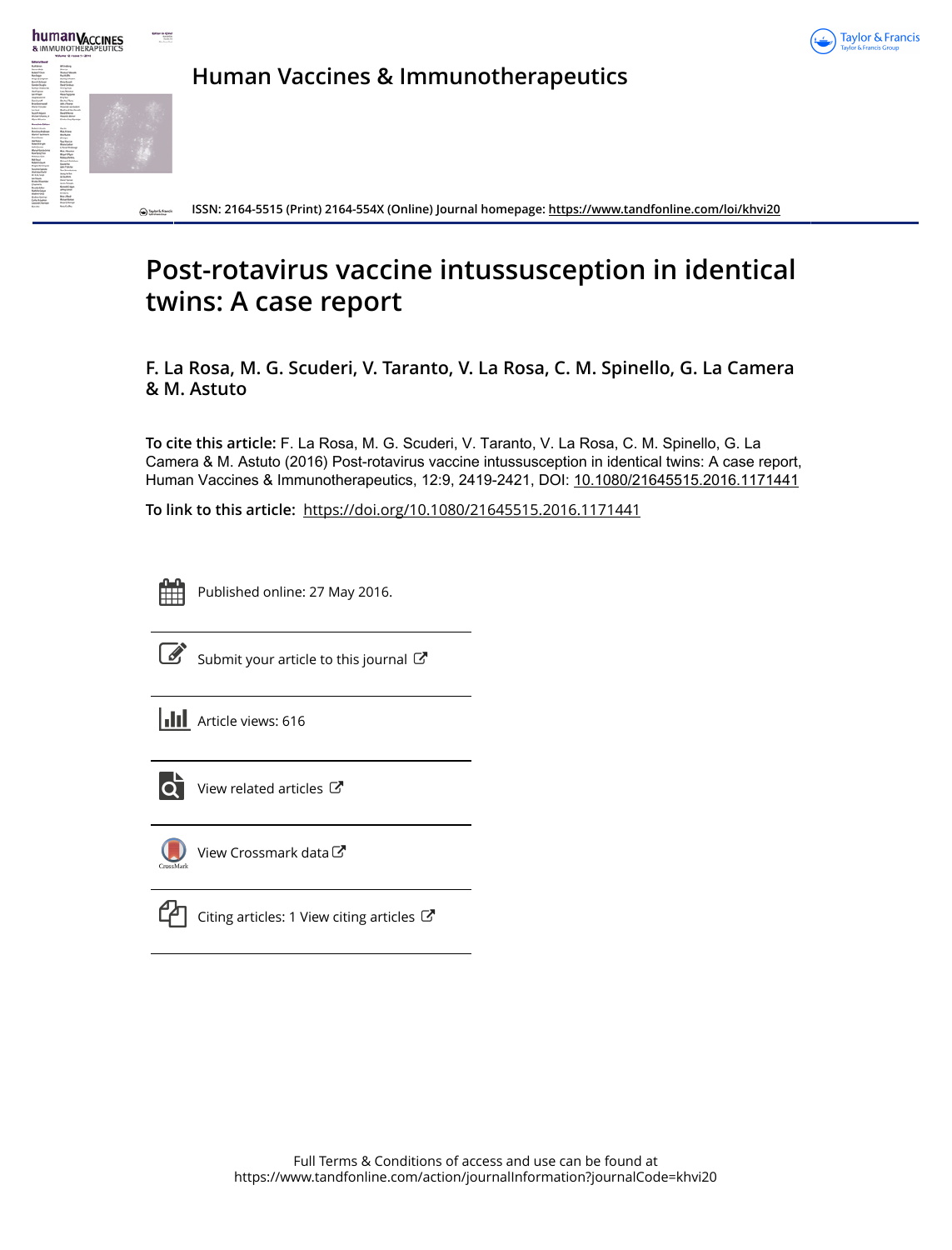Human Vaccines & Immunotherapeutics

ISSN: 2164-5515 (Print) 2164-554X (Online) Journal homepage: https://www.tandfonline.com/loi/khvi20

# Post-rotavirus vaccine intussusception in identical twins: A case report

**F. La Rosa, M. G. Scuderi, V. Taranto, V. La Rosa, C. M. Spinello, G. La Camera & M. Astuto**

**To cite this article:** F. La Rosa, M. G. Scuderi, V. Taranto, V. La Rosa, C. M. Spinello, G. La Camera & M. Astuto (2016) Post-rotavirus vaccine intussusception in identical twins: A case report, Human Vaccines & Immunotherapeutics, 12:9, 2419-2421, DOI: 10.1080/21645515.2016.1171441

**To link to this article:** https://doi.org/10.1080/21645515.2016.1171441

Published online: 27 May 2016.

Submit your article to this journal

Article views: 616

View related articles

View Crossmark data

Citing articles: 1 View citing articles

Full Terms & Conditions of access and use can be found at
https://www.tandfonline.com/action/journalInformation?journalCode=khvi20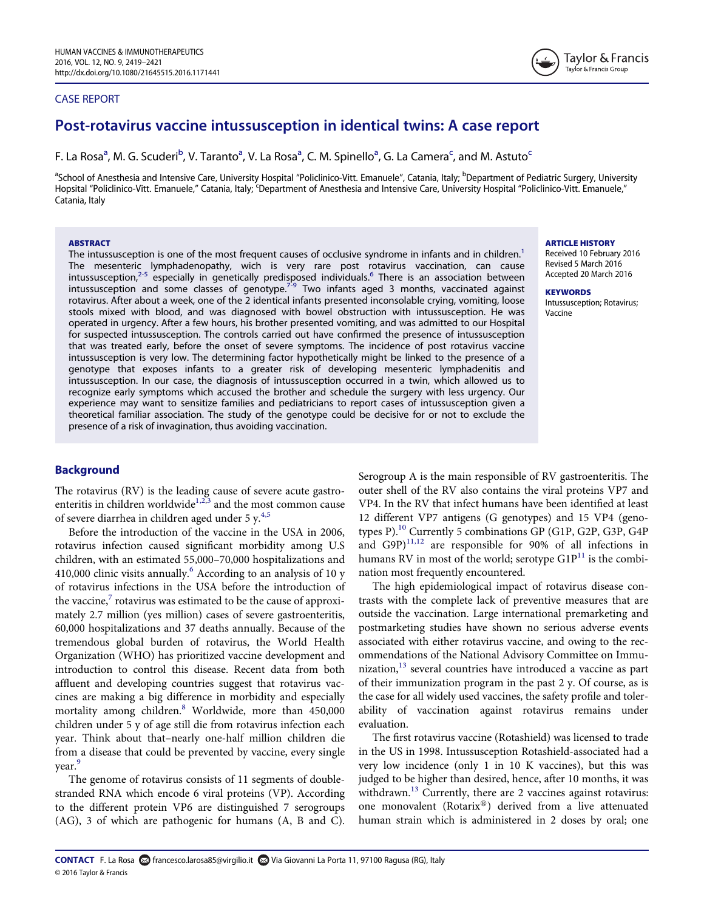CASE REPORT

# Post-rotavirus vaccine intussusception in identical twins: A case report

F. La Rosa[a], M. G. Scuderi[b], V. Taranto[a], V. La Rosa[a], C. M. Spinello[a], G. La Camera[c], and M. Astuto[c]

[a]School of Anesthesia and Intensive Care, University Hospital "Policlinico-Vitt. Emanuele", Catania, Italy; [b]Department of Pediatric Surgery, University Hopsital "Policlinico-Vitt. Emanuele," Catania, Italy; [c]Department of Anesthesia and Intensive Care, University Hospital "Policlinico-Vitt. Emanuele," Catania, Italy

### ABSTRACT

The intussusception is one of the most frequent causes of occlusive syndrome in infants and in children.[1] The mesenteric lymphadenopathy, wich is very rare post rotavirus vaccination, can cause intussusception,[2-5] especially in genetically predisposed individuals.[6] There is an association between intussusception and some classes of genotype.[7-9] Two infants aged 3 months, vaccinated against rotavirus. After about a week, one of the 2 identical infants presented inconsolable crying, vomiting, loose stools mixed with blood, and was diagnosed with bowel obstruction with intussusception. He was operated in urgency. After a few hours, his brother presented vomiting, and was admitted to our Hospital for suspected intussusception. The controls carried out have confirmed the presence of intussusception that was treated early, before the onset of severe symptoms. The incidence of post rotavirus vaccine intussusception is very low. The determining factor hypothetically might be linked to the presence of a genotype that exposes infants to a greater risk of developing mesenteric lymphadenitis and intussusception. In our case, the diagnosis of intussusception occurred in a twin, which allowed us to recognize early symptoms which accused the brother and schedule the surgery with less urgency. Our experience may want to sensitize families and pediatricians to report cases of intussusception given a theoretical familiar association. The study of the genotype could be decisive for or not to exclude the presence of a risk of invagination, thus avoiding vaccination.

### ARTICLE HISTORY

Received 10 February 2016
Revised 5 March 2016
Accepted 20 March 2016

### KEYWORDS

Intussusception; Rotavirus; Vaccine

## Background

The rotavirus (RV) is the leading cause of severe acute gastroenteritis in children worldwide[1,2,3] and the most common cause of severe diarrhea in children aged under 5 y.[4,5]

Before the introduction of the vaccine in the USA in 2006, rotavirus infection caused significant morbidity among U.S children, with an estimated 55,000–70,000 hospitalizations and 410,000 clinic visits annually.[6] According to an analysis of 10 y of rotavirus infections in the USA before the introduction of the vaccine,[7] rotavirus was estimated to be the cause of approximately 2.7 million (yes million) cases of severe gastroenteritis, 60,000 hospitalizations and 37 deaths annually. Because of the tremendous global burden of rotavirus, the World Health Organization (WHO) has prioritized vaccine development and introduction to control this disease. Recent data from both affluent and developing countries suggest that rotavirus vaccines are making a big difference in morbidity and especially mortality among children.[8] Worldwide, more than 450,000 children under 5 y of age still die from rotavirus infection each year. Think about that–nearly one-half million children die from a disease that could be prevented by vaccine, every single year.[9]

The genome of rotavirus consists of 11 segments of double-stranded RNA which encode 6 viral proteins (VP). According to the different protein VP6 are distinguished 7 serogroups (AG), 3 of which are pathogenic for humans (A, B and C). Serogroup A is the main responsible of RV gastroenteritis. The outer shell of the RV also contains the viral proteins VP7 and VP4. In the RV that infect humans have been identified at least 12 different VP7 antigens (G genotypes) and 15 VP4 (genotypes P).[10] Currently 5 combinations GP (G1P, G2P, G3P, G4P and G9P)[11,12] are responsible for 90% of all infections in humans RV in most of the world; serotype G1P[11] is the combination most frequently encountered.

The high epidemiological impact of rotavirus disease contrasts with the complete lack of preventive measures that are outside the vaccination. Large international premarketing and postmarketing studies have shown no serious adverse events associated with either rotavirus vaccine, and owing to the recommendations of the National Advisory Committee on Immunization,[13] several countries have introduced a vaccine as part of their immunization program in the past 2 y. Of course, as is the case for all widely used vaccines, the safety profile and tolerability of vaccination against rotavirus remains under evaluation.

The first rotavirus vaccine (Rotashield) was licensed to trade in the US in 1998. Intussusception Rotashield-associated had a very low incidence (only 1 in 10 K vaccines), but this was judged to be higher than desired, hence, after 10 months, it was withdrawn.[13] Currently, there are 2 vaccines against rotavirus: one monovalent (Rotarix®) derived from a live attenuated human strain which is administered in 2 doses by oral; one

CONTACT F. La Rosa francesco.larosa85@virgilio.it Via Giovanni La Porta 11, 97100 Ragusa (RG), Italy
© 2016 Taylor & Francis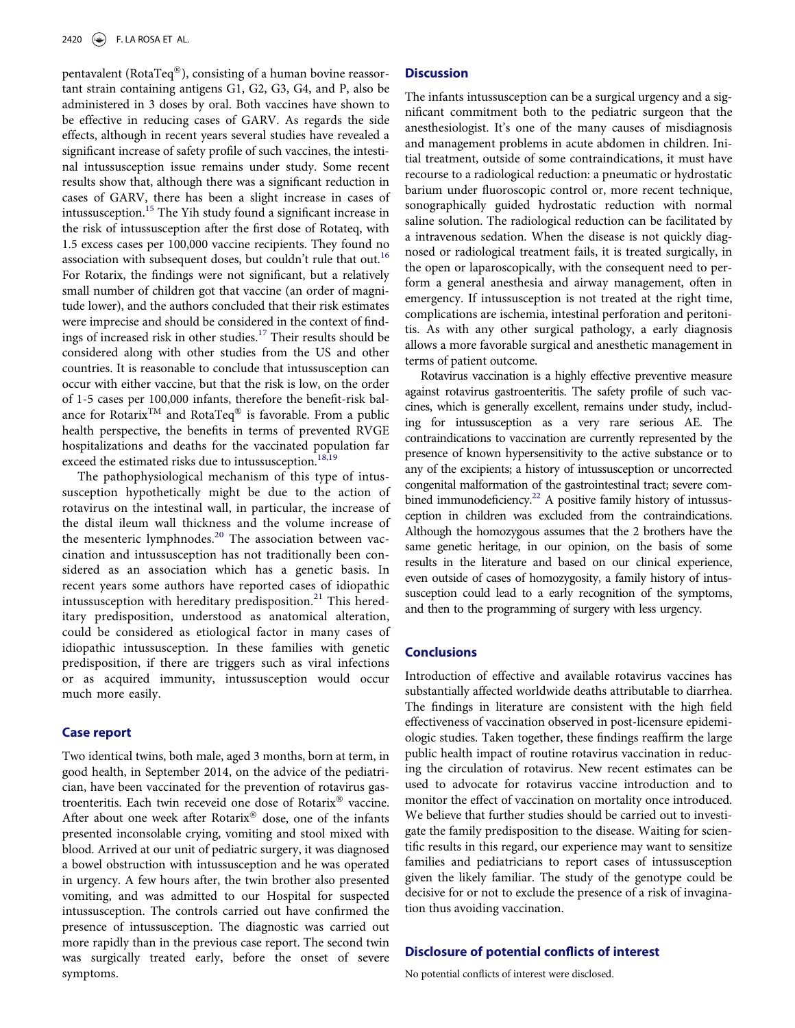pentavalent (RotaTeq®), consisting of a human bovine reassortant strain containing antigens G1, G2, G3, G4, and P, also be administered in 3 doses by oral. Both vaccines have shown to be effective in reducing cases of GARV. As regards the side effects, although in recent years several studies have revealed a significant increase of safety profile of such vaccines, the intestinal intussusception issue remains under study. Some recent results show that, although there was a significant reduction in cases of GARV, there has been a slight increase in cases of intussusception.[15] The Yih study found a significant increase in the risk of intussusception after the first dose of Rotateq, with 1.5 excess cases per 100,000 vaccine recipients. They found no association with subsequent doses, but couldn't rule that out.[16] For Rotarix, the findings were not significant, but a relatively small number of children got that vaccine (an order of magnitude lower), and the authors concluded that their risk estimates were imprecise and should be considered in the context of findings of increased risk in other studies.[17] Their results should be considered along with other studies from the US and other countries. It is reasonable to conclude that intussusception can occur with either vaccine, but that the risk is low, on the order of 1-5 cases per 100,000 infants, therefore the benefit-risk balance for Rotarix™ and RotaTeq® is favorable. From a public health perspective, the benefits in terms of prevented RVGE hospitalizations and deaths for the vaccinated population far exceed the estimated risks due to intussusception.[18,19]

The pathophysiological mechanism of this type of intussusception hypothetically might be due to the action of rotavirus on the intestinal wall, in particular, the increase of the distal ileum wall thickness and the volume increase of the mesenteric lymphnodes.[20] The association between vaccination and intussusception has not traditionally been considered as an association which has a genetic basis. In recent years some authors have reported cases of idiopathic intussusception with hereditary predisposition.[21] This hereditary predisposition, understood as anatomical alteration, could be considered as etiological factor in many cases of idiopathic intussusception. In these families with genetic predisposition, if there are triggers such as viral infections or as acquired immunity, intussusception would occur much more easily.

## Case report

Two identical twins, both male, aged 3 months, born at term, in good health, in September 2014, on the advice of the pediatrician, have been vaccinated for the prevention of rotavirus gastroenteritis. Each twin receveid one dose of Rotarix® vaccine. After about one week after Rotarix® dose, one of the infants presented inconsolable crying, vomiting and stool mixed with blood. Arrived at our unit of pediatric surgery, it was diagnosed a bowel obstruction with intussusception and he was operated in urgency. A few hours after, the twin brother also presented vomiting, and was admitted to our Hospital for suspected intussusception. The controls carried out have confirmed the presence of intussusception. The diagnostic was carried out more rapidly than in the previous case report. The second twin was surgically treated early, before the onset of severe symptoms.

## Discussion

The infants intussusception can be a surgical urgency and a significant commitment both to the pediatric surgeon that the anesthesiologist. It's one of the many causes of misdiagnosis and management problems in acute abdomen in children. Initial treatment, outside of some contraindications, it must have recourse to a radiological reduction: a pneumatic or hydrostatic barium under fluoroscopic control or, more recent technique, sonographically guided hydrostatic reduction with normal saline solution. The radiological reduction can be facilitated by a intravenous sedation. When the disease is not quickly diagnosed or radiological treatment fails, it is treated surgically, in the open or laparoscopically, with the consequent need to perform a general anesthesia and airway management, often in emergency. If intussusception is not treated at the right time, complications are ischemia, intestinal perforation and peritonitis. As with any other surgical pathology, a early diagnosis allows a more favorable surgical and anesthetic management in terms of patient outcome.

Rotavirus vaccination is a highly effective preventive measure against rotavirus gastroenteritis. The safety profile of such vaccines, which is generally excellent, remains under study, including for intussusception as a very rare serious AE. The contraindications to vaccination are currently represented by the presence of known hypersensitivity to the active substance or to any of the excipients; a history of intussusception or uncorrected congenital malformation of the gastrointestinal tract; severe combined immunodeficiency.[22] A positive family history of intussusception in children was excluded from the contraindications. Although the homozygous assumes that the 2 brothers have the same genetic heritage, in our opinion, on the basis of some results in the literature and based on our clinical experience, even outside of cases of homozygosity, a family history of intussusception could lead to a early recognition of the symptoms, and then to the programming of surgery with less urgency.

## Conclusions

Introduction of effective and available rotavirus vaccines has substantially affected worldwide deaths attributable to diarrhea. The findings in literature are consistent with the high field effectiveness of vaccination observed in post-licensure epidemiologic studies. Taken together, these findings reaffirm the large public health impact of routine rotavirus vaccination in reducing the circulation of rotavirus. New recent estimates can be used to advocate for rotavirus vaccine introduction and to monitor the effect of vaccination on mortality once introduced. We believe that further studies should be carried out to investigate the family predisposition to the disease. Waiting for scientific results in this regard, our experience may want to sensitize families and pediatricians to report cases of intussusception given the likely familiar. The study of the genotype could be decisive for or not to exclude the presence of a risk of invagination thus avoiding vaccination.

## Disclosure of potential conflicts of interest

No potential conflicts of interest were disclosed.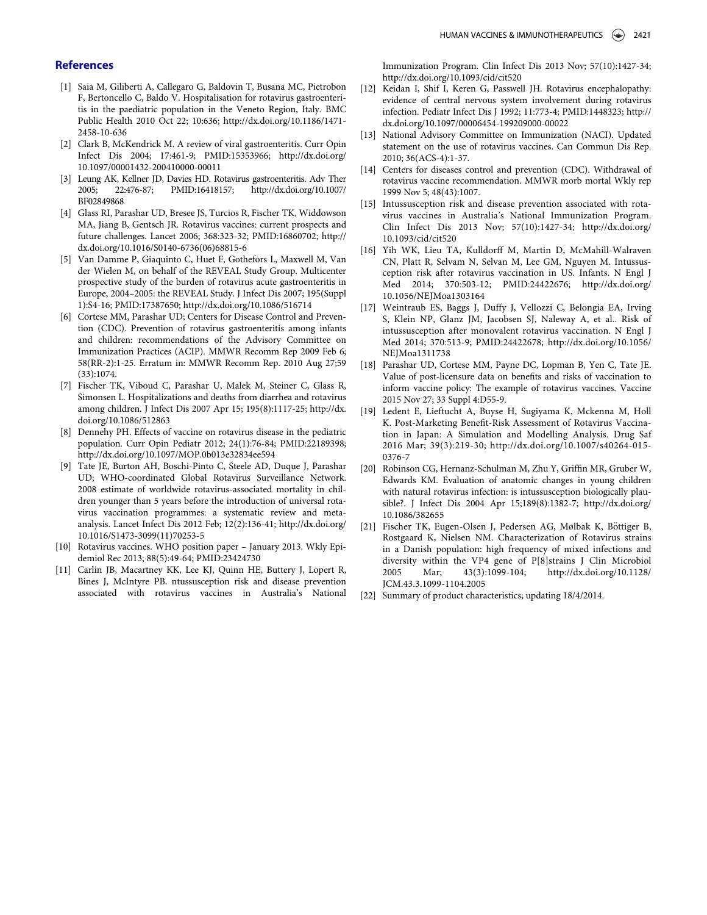## References

[1] Saia M, Giliberti A, Callegaro G, Baldovin T, Busana MC, Pietrobon F, Bertoncello C, Baldo V. Hospitalisation for rotavirus gastroenteritis in the paediatric population in the Veneto Region, Italy. BMC Public Health 2010 Oct 22; 10:636; http://dx.doi.org/10.1186/1471-2458-10-636

[2] Clark B, McKendrick M. A review of viral gastroenteritis. Curr Opin Infect Dis 2004; 17:461-9; PMID:15353966; http://dx.doi.org/10.1097/00001432-200410000-00011

[3] Leung AK, Kellner JD, Davies HD. Rotavirus gastroenteritis. Adv Ther 2005; 22:476-87; PMID:16418157; http://dx.doi.org/10.1007/BF02849868

[4] Glass RI, Parashar UD, Bresee JS, Turcios R, Fischer TK, Widdowson MA, Jiang B, Gentsch JR. Rotavirus vaccines: current prospects and future challenges. Lancet 2006; 368:323-32; PMID:16860702; http://dx.doi.org/10.1016/S0140-6736(06)68815-6

[5] Van Damme P, Giaquinto C, Huet F, Gothefors L, Maxwell M, Van der Wielen M, on behalf of the REVEAL Study Group. Multicenter prospective study of the burden of rotavirus acute gastroenteritis in Europe, 2004–2005: the REVEAL Study. J Infect Dis 2007; 195(Suppl 1):S4-16; PMID:17387650; http://dx.doi.org/10.1086/516714

[6] Cortese MM, Parashar UD; Centers for Disease Control and Prevention (CDC). Prevention of rotavirus gastroenteritis among infants and children: recommendations of the Advisory Committee on Immunization Practices (ACIP). MMWR Recomm Rep 2009 Feb 6; 58(RR-2):1-25. Erratum in: MMWR Recomm Rep. 2010 Aug 27;59 (33):1074.

[7] Fischer TK, Viboud C, Parashar U, Malek M, Steiner C, Glass R, Simonsen L. Hospitalizations and deaths from diarrhea and rotavirus among children. J Infect Dis 2007 Apr 15; 195(8):1117-25; http://dx.doi.org/10.1086/512863

[8] Dennehy PH. Effects of vaccine on rotavirus disease in the pediatric population. Curr Opin Pediatr 2012; 24(1):76-84; PMID:22189398; http://dx.doi.org/10.1097/MOP.0b013e32834ee594

[9] Tate JE, Burton AH, Boschi-Pinto C, Steele AD, Duque J, Parashar UD; WHO-coordinated Global Rotavirus Surveillance Network. 2008 estimate of worldwide rotavirus-associated mortality in children younger than 5 years before the introduction of universal rotavirus vaccination programmes: a systematic review and meta-analysis. Lancet Infect Dis 2012 Feb; 12(2):136-41; http://dx.doi.org/10.1016/S1473-3099(11)70253-5

[10] Rotavirus vaccines. WHO position paper – January 2013. Wkly Epidemiol Rec 2013; 88(5):49-64; PMID:23424730

[11] Carlin JB, Macartney KK, Lee KJ, Quinn HE, Buttery J, Lopert R, Bines J, McIntyre PB. ntussusception risk and disease prevention associated with rotavirus vaccines in Australia's National Immunization Program. Clin Infect Dis 2013 Nov; 57(10):1427-34; http://dx.doi.org/10.1093/cid/cit520

[12] Keidan I, Shif I, Keren G, Passwell JH. Rotavirus encephalopathy: evidence of central nervous system involvement during rotavirus infection. Pediatr Infect Dis J 1992; 11:773-4; PMID:1448323; http://dx.doi.org/10.1097/00006454-199209000-00022

[13] National Advisory Committee on Immunization (NACI). Updated statement on the use of rotavirus vaccines. Can Commun Dis Rep. 2010; 36(ACS-4):1-37.

[14] Centers for diseases control and prevention (CDC). Withdrawal of rotavirus vaccine recommendation. MMWR morb mortal Wkly rep 1999 Nov 5; 48(43):1007.

[15] Intussusception risk and disease prevention associated with rotavirus vaccines in Australia's National Immunization Program. Clin Infect Dis 2013 Nov; 57(10):1427-34; http://dx.doi.org/10.1093/cid/cit520

[16] Yih WK, Lieu TA, Kulldorff M, Martin D, McMahill-Walraven CN, Platt R, Selvam N, Selvan M, Lee GM, Nguyen M. Intussusception risk after rotavirus vaccination in US. Infants. N Engl J Med 2014; 370:503-12; PMID:24422676; http://dx.doi.org/10.1056/NEJMoa1303164

[17] Weintraub ES, Baggs J, Duffy J, Vellozzi C, Belongia EA, Irving S, Klein NP, Glanz JM, Jacobsen SJ, Naleway A, et al.. Risk of intussusception after monovalent rotavirus vaccination. N Engl J Med 2014; 370:513-9; PMID:24422678; http://dx.doi.org/10.1056/NEJMoa1311738

[18] Parashar UD, Cortese MM, Payne DC, Lopman B, Yen C, Tate JE. Value of post-licensure data on benefits and risks of vaccination to inform vaccine policy: The example of rotavirus vaccines. Vaccine 2015 Nov 27; 33 Suppl 4:D55-9.

[19] Ledent E, Lieftucht A, Buyse H, Sugiyama K, Mckenna M, Holl K. Post-Marketing Benefit-Risk Assessment of Rotavirus Vaccination in Japan: A Simulation and Modelling Analysis. Drug Saf 2016 Mar; 39(3):219-30; http://dx.doi.org/10.1007/s40264-015-0376-7

[20] Robinson CG, Hernanz-Schulman M, Zhu Y, Griffin MR, Gruber W, Edwards KM. Evaluation of anatomic changes in young children with natural rotavirus infection: is intussusception biologically plausible?. J Infect Dis 2004 Apr 15;189(8):1382-7; http://dx.doi.org/10.1086/382655

[21] Fischer TK, Eugen-Olsen J, Pedersen AG, Mølbak K, Böttiger B, Rostgaard K, Nielsen NM. Characterization of Rotavirus strains in a Danish population: high frequency of mixed infections and diversity within the VP4 gene of P[8]strains J Clin Microbiol 2005 Mar; 43(3):1099-104; http://dx.doi.org/10.1128/JCM.43.3.1099-1104.2005

[22] Summary of product characteristics; updating 18/4/2014.